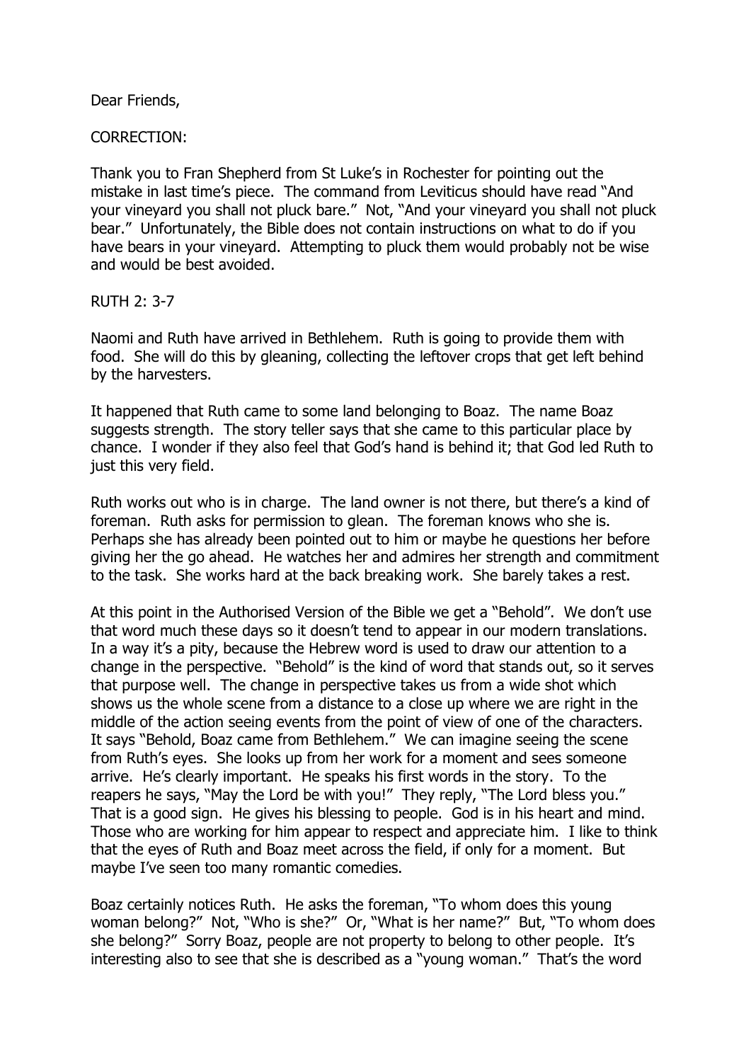Dear Friends,

CORRECTION:

Thank you to Fran Shepherd from St Luke's in Rochester for pointing out the mistake in last time's piece. The command from Leviticus should have read "And your vineyard you shall not pluck bare." Not, "And your vineyard you shall not pluck bear." Unfortunately, the Bible does not contain instructions on what to do if you have bears in your vineyard. Attempting to pluck them would probably not be wise and would be best avoided.

RUTH 2: 3-7

Naomi and Ruth have arrived in Bethlehem. Ruth is going to provide them with food. She will do this by gleaning, collecting the leftover crops that get left behind by the harvesters.

It happened that Ruth came to some land belonging to Boaz. The name Boaz suggests strength. The story teller says that she came to this particular place by chance. I wonder if they also feel that God's hand is behind it; that God led Ruth to just this very field.

Ruth works out who is in charge. The land owner is not there, but there's a kind of foreman. Ruth asks for permission to glean. The foreman knows who she is. Perhaps she has already been pointed out to him or maybe he questions her before giving her the go ahead. He watches her and admires her strength and commitment to the task. She works hard at the back breaking work. She barely takes a rest.

At this point in the Authorised Version of the Bible we get a "Behold". We don't use that word much these days so it doesn't tend to appear in our modern translations. In a way it's a pity, because the Hebrew word is used to draw our attention to a change in the perspective. "Behold" is the kind of word that stands out, so it serves that purpose well. The change in perspective takes us from a wide shot which shows us the whole scene from a distance to a close up where we are right in the middle of the action seeing events from the point of view of one of the characters. It says "Behold, Boaz came from Bethlehem." We can imagine seeing the scene from Ruth's eyes. She looks up from her work for a moment and sees someone arrive. He's clearly important. He speaks his first words in the story. To the reapers he says, "May the Lord be with you!" They reply, "The Lord bless you." That is a good sign. He gives his blessing to people. God is in his heart and mind. Those who are working for him appear to respect and appreciate him. I like to think that the eyes of Ruth and Boaz meet across the field, if only for a moment. But maybe I've seen too many romantic comedies.

Boaz certainly notices Ruth. He asks the foreman, "To whom does this young woman belong?" Not, "Who is she?" Or, "What is her name?" But, "To whom does she belong?" Sorry Boaz, people are not property to belong to other people. It's interesting also to see that she is described as a "young woman." That's the word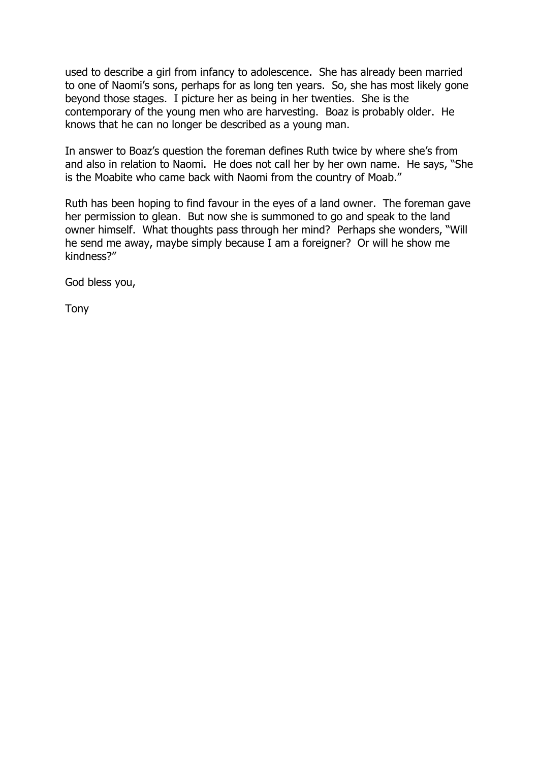used to describe a girl from infancy to adolescence. She has already been married to one of Naomi's sons, perhaps for as long ten years. So, she has most likely gone beyond those stages. I picture her as being in her twenties. She is the contemporary of the young men who are harvesting. Boaz is probably older. He knows that he can no longer be described as a young man.

In answer to Boaz's question the foreman defines Ruth twice by where she's from and also in relation to Naomi. He does not call her by her own name. He says, "She is the Moabite who came back with Naomi from the country of Moab."

Ruth has been hoping to find favour in the eyes of a land owner. The foreman gave her permission to glean. But now she is summoned to go and speak to the land owner himself. What thoughts pass through her mind? Perhaps she wonders, "Will he send me away, maybe simply because I am a foreigner? Or will he show me kindness?"

God bless you,

Tony